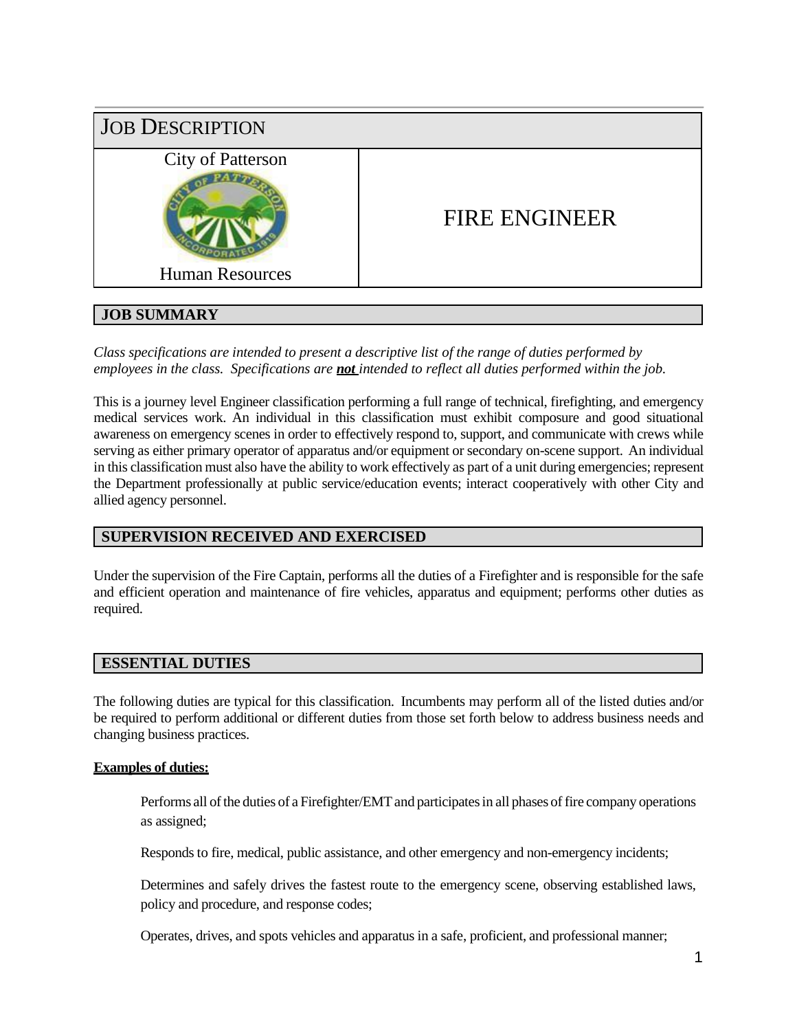# JOB DESCRIPTION

City of Patterson

Human Resources

# FIRE ENGINEER

## JOB SUMMARY

*Class specifications are intended to present a descriptive list of the range of duties performed by employees in the class. Specifications are **not** intended to reflect all duties performed within the job.*

This is a journey level Engineer classification performing a full range of technical, firefighting, and emergency medical services work. An individual in this classification must exhibit composure and good situational awareness on emergency scenes in order to effectively respond to, support, and communicate with crews while serving as either primary operator of apparatus and/or equipment or secondary on-scene support. An individual in this classification must also have the ability to work effectively as part of a unit during emergencies; represent the Department professionally at public service/education events; interact cooperatively with other City and allied agency personnel.

## SUPERVISION RECEIVED AND EXERCISED

Under the supervision of the Fire Captain, performs all the duties of a Firefighter and is responsible for the safe and efficient operation and maintenance of fire vehicles, apparatus and equipment; performs other duties as required.

## ESSENTIAL DUTIES

The following duties are typical for this classification. Incumbents may perform all of the listed duties and/or be required to perform additional or different duties from those set forth below to address business needs and changing business practices.

**Examples of duties:**

Performs all of the duties of a Firefighter/EMT and participates in all phases of fire company operations as assigned;

Responds to fire, medical, public assistance, and other emergency and non-emergency incidents;

Determines and safely drives the fastest route to the emergency scene, observing established laws, policy and procedure, and response codes;

Operates, drives, and spots vehicles and apparatus in a safe, proficient, and professional manner;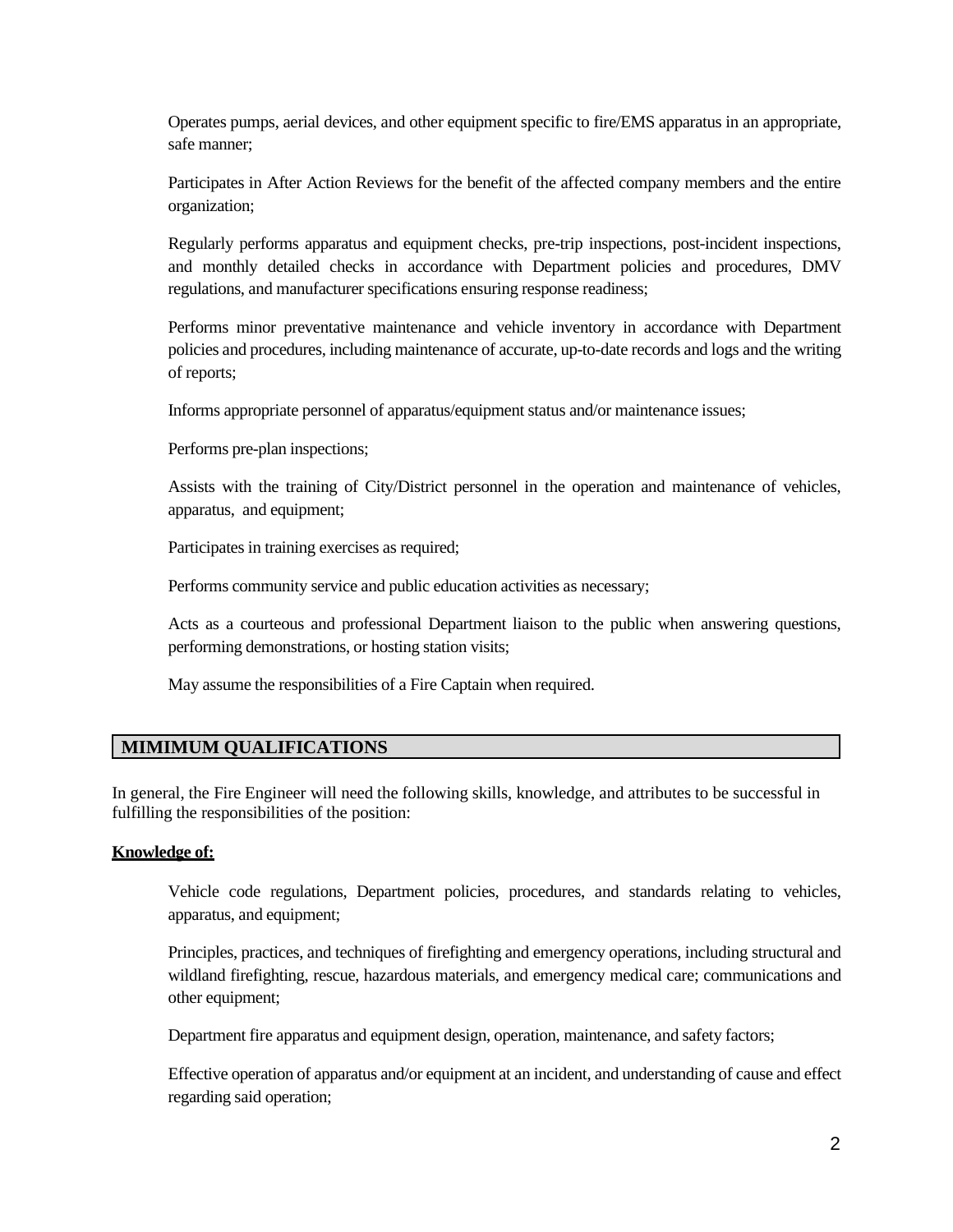Operates pumps, aerial devices, and other equipment specific to fire/EMS apparatus in an appropriate, safe manner;

Participates in After Action Reviews for the benefit of the affected company members and the entire organization;

Regularly performs apparatus and equipment checks, pre-trip inspections, post-incident inspections, and monthly detailed checks in accordance with Department policies and procedures, DMV regulations, and manufacturer specifications ensuring response readiness;

Performs minor preventative maintenance and vehicle inventory in accordance with Department policies and procedures, including maintenance of accurate, up-to-date records and logs and the writing of reports;

Informs appropriate personnel of apparatus/equipment status and/or maintenance issues;

Performs pre-plan inspections;

Assists with the training of City/District personnel in the operation and maintenance of vehicles, apparatus, and equipment;

Participates in training exercises as required;

Performs community service and public education activities as necessary;

Acts as a courteous and professional Department liaison to the public when answering questions, performing demonstrations, or hosting station visits;

May assume the responsibilities of a Fire Captain when required.

## MIMIMUM QUALIFICATIONS

In general, the Fire Engineer will need the following skills, knowledge, and attributes to be successful in fulfilling the responsibilities of the position:

**Knowledge of:**

Vehicle code regulations, Department policies, procedures, and standards relating to vehicles, apparatus, and equipment;

Principles, practices, and techniques of firefighting and emergency operations, including structural and wildland firefighting, rescue, hazardous materials, and emergency medical care; communications and other equipment;

Department fire apparatus and equipment design, operation, maintenance, and safety factors;

Effective operation of apparatus and/or equipment at an incident, and understanding of cause and effect regarding said operation;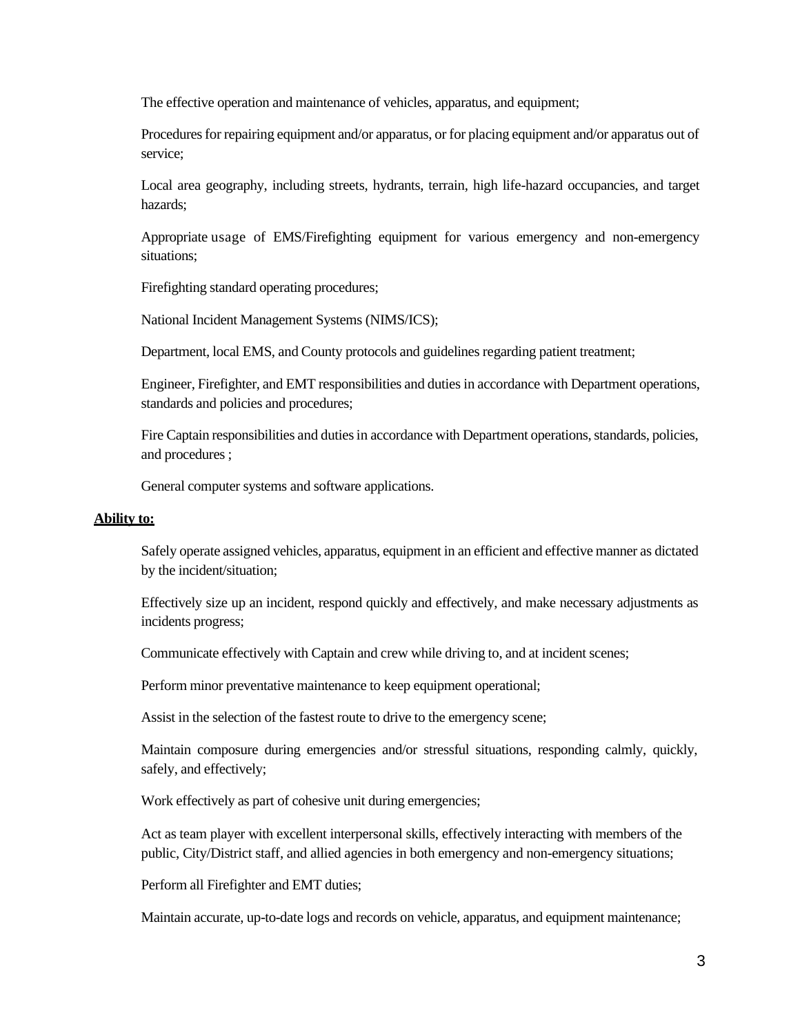The effective operation and maintenance of vehicles, apparatus, and equipment;

Procedures for repairing equipment and/or apparatus, or for placing equipment and/or apparatus out of service;

Local area geography, including streets, hydrants, terrain, high life-hazard occupancies, and target hazards;

Appropriate usage of EMS/Firefighting equipment for various emergency and non-emergency situations;

Firefighting standard operating procedures;

National Incident Management Systems (NIMS/ICS);

Department, local EMS, and County protocols and guidelines regarding patient treatment;

Engineer, Firefighter, and EMT responsibilities and duties in accordance with Department operations, standards and policies and procedures;

Fire Captain responsibilities and duties in accordance with Department operations, standards, policies, and procedures ;

General computer systems and software applications.

**Ability to:**

Safely operate assigned vehicles, apparatus, equipment in an efficient and effective manner as dictated by the incident/situation;

Effectively size up an incident, respond quickly and effectively, and make necessary adjustments as incidents progress;

Communicate effectively with Captain and crew while driving to, and at incident scenes;

Perform minor preventative maintenance to keep equipment operational;

Assist in the selection of the fastest route to drive to the emergency scene;

Maintain composure during emergencies and/or stressful situations, responding calmly, quickly, safely, and effectively;

Work effectively as part of cohesive unit during emergencies;

Act as team player with excellent interpersonal skills, effectively interacting with members of the public, City/District staff, and allied agencies in both emergency and non-emergency situations;

Perform all Firefighter and EMT duties;

Maintain accurate, up-to-date logs and records on vehicle, apparatus, and equipment maintenance;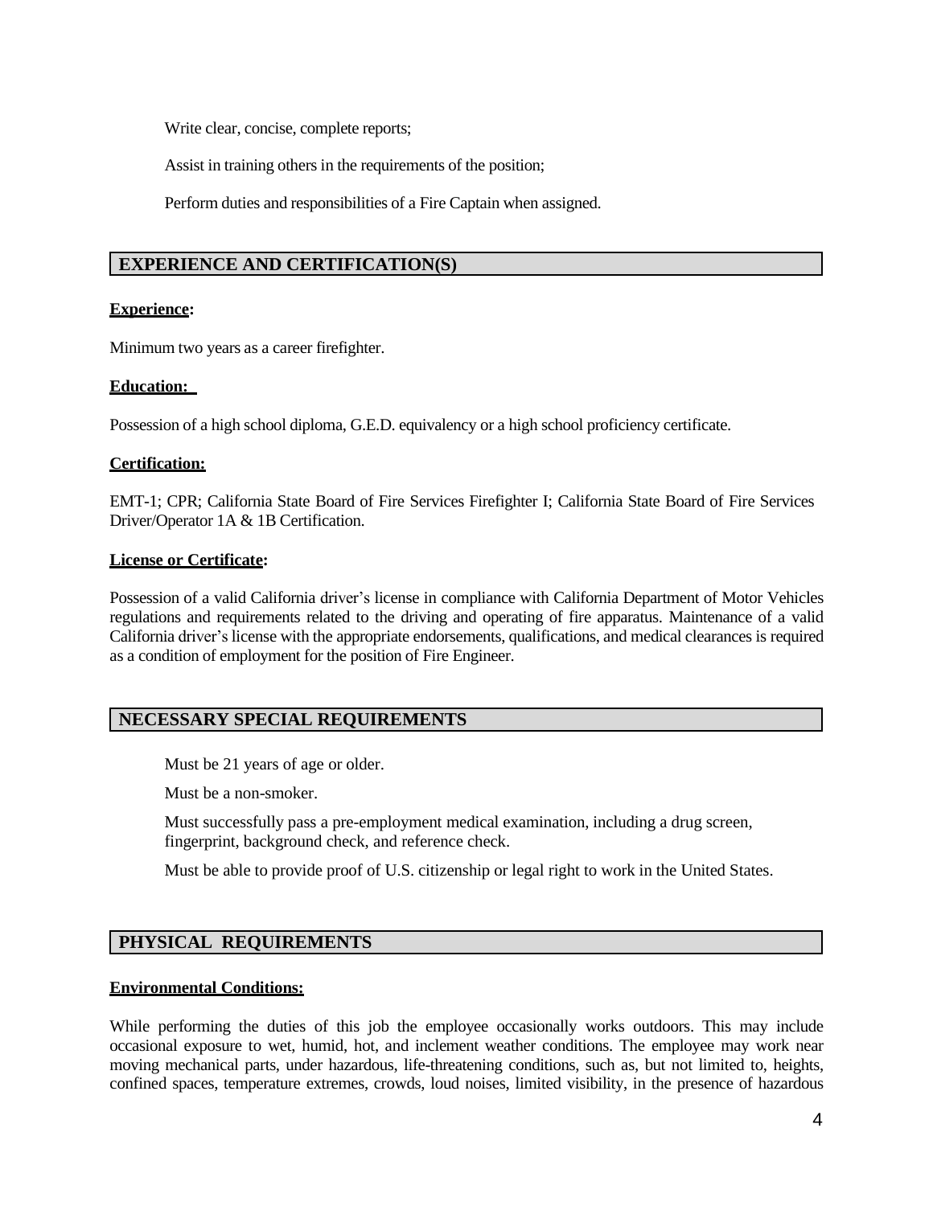Write clear, concise, complete reports;

Assist in training others in the requirements of the position;

Perform duties and responsibilities of a Fire Captain when assigned.

## EXPERIENCE AND CERTIFICATION(S)

**Experience:**

Minimum two years as a career firefighter.

**Education:**

Possession of a high school diploma, G.E.D. equivalency or a high school proficiency certificate.

**Certification:**

EMT-1; CPR; California State Board of Fire Services Firefighter I; California State Board of Fire Services Driver/Operator 1A & 1B Certification.

**License or Certificate:**

Possession of a valid California driver's license in compliance with California Department of Motor Vehicles regulations and requirements related to the driving and operating of fire apparatus. Maintenance of a valid California driver's license with the appropriate endorsements, qualifications, and medical clearances is required as a condition of employment for the position of Fire Engineer.

## NECESSARY SPECIAL REQUIREMENTS

Must be 21 years of age or older.

Must be a non-smoker.

Must successfully pass a pre-employment medical examination, including a drug screen, fingerprint, background check, and reference check.

Must be able to provide proof of U.S. citizenship or legal right to work in the United States.

## PHYSICAL REQUIREMENTS

**Environmental Conditions:**

While performing the duties of this job the employee occasionally works outdoors. This may include occasional exposure to wet, humid, hot, and inclement weather conditions. The employee may work near moving mechanical parts, under hazardous, life-threatening conditions, such as, but not limited to, heights, confined spaces, temperature extremes, crowds, loud noises, limited visibility, in the presence of hazardous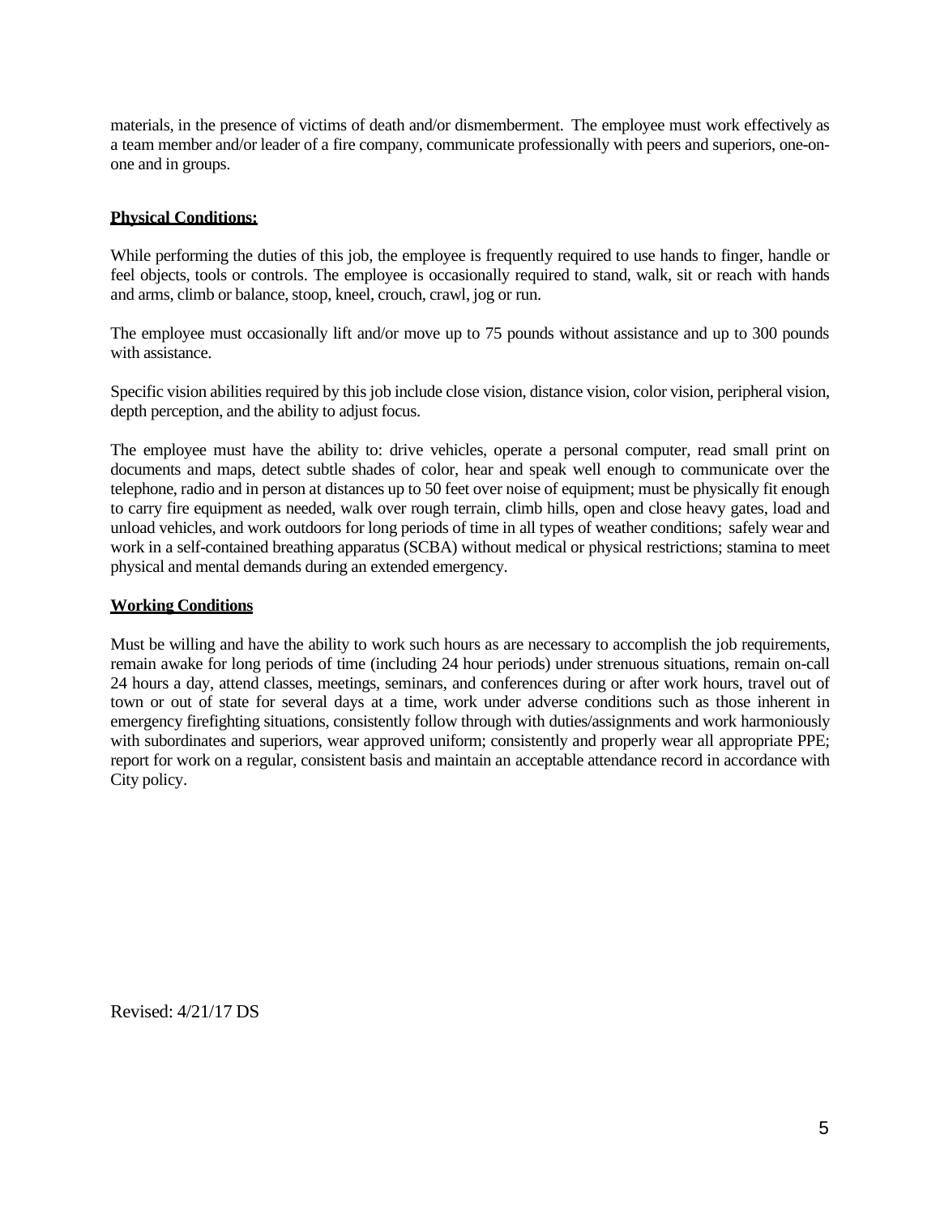materials, in the presence of victims of death and/or dismemberment. The employee must work effectively as a team member and/or leader of a fire company, communicate professionally with peers and superiors, one-on-one and in groups.

**Physical Conditions:**

While performing the duties of this job, the employee is frequently required to use hands to finger, handle or feel objects, tools or controls. The employee is occasionally required to stand, walk, sit or reach with hands and arms, climb or balance, stoop, kneel, crouch, crawl, jog or run.

The employee must occasionally lift and/or move up to 75 pounds without assistance and up to 300 pounds with assistance.

Specific vision abilities required by this job include close vision, distance vision, color vision, peripheral vision, depth perception, and the ability to adjust focus.

The employee must have the ability to: drive vehicles, operate a personal computer, read small print on documents and maps, detect subtle shades of color, hear and speak well enough to communicate over the telephone, radio and in person at distances up to 50 feet over noise of equipment; must be physically fit enough to carry fire equipment as needed, walk over rough terrain, climb hills, open and close heavy gates, load and unload vehicles, and work outdoors for long periods of time in all types of weather conditions; safely wear and work in a self-contained breathing apparatus (SCBA) without medical or physical restrictions; stamina to meet physical and mental demands during an extended emergency.

**Working Conditions**

Must be willing and have the ability to work such hours as are necessary to accomplish the job requirements, remain awake for long periods of time (including 24 hour periods) under strenuous situations, remain on-call 24 hours a day, attend classes, meetings, seminars, and conferences during or after work hours, travel out of town or out of state for several days at a time, work under adverse conditions such as those inherent in emergency firefighting situations, consistently follow through with duties/assignments and work harmoniously with subordinates and superiors, wear approved uniform; consistently and properly wear all appropriate PPE; report for work on a regular, consistent basis and maintain an acceptable attendance record in accordance with City policy.

Revised: 4/21/17 DS